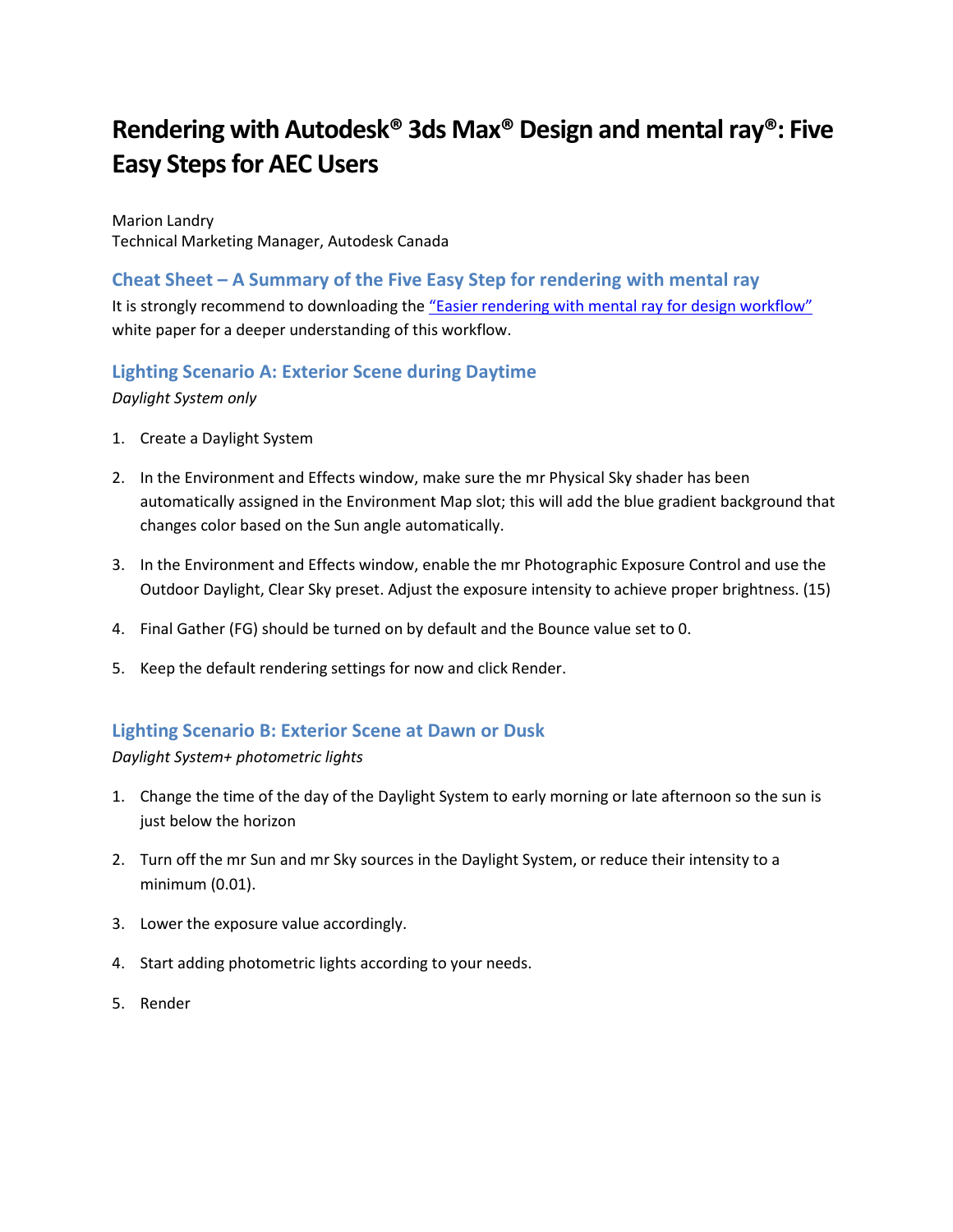# Rendering with Autodesk® 3ds Max® Design and mental ray®: Five Easy Steps for AEC Users

Marion Landry
Technical Marketing Manager, Autodesk Canada

## Cheat Sheet – A Summary of the Five Easy Step for rendering with mental ray

It is strongly recommend to downloading the “Easier rendering with mental ray for design workflow” white paper for a deeper understanding of this workflow.

## Lighting Scenario A: Exterior Scene during Daytime

*Daylight System only*

1. Create a Daylight System
2. In the Environment and Effects window, make sure the mr Physical Sky shader has been automatically assigned in the Environment Map slot; this will add the blue gradient background that changes color based on the Sun angle automatically.
3. In the Environment and Effects window, enable the mr Photographic Exposure Control and use the Outdoor Daylight, Clear Sky preset. Adjust the exposure intensity to achieve proper brightness. (15)
4. Final Gather (FG) should be turned on by default and the Bounce value set to 0.
5. Keep the default rendering settings for now and click Render.

## Lighting Scenario B: Exterior Scene at Dawn or Dusk

*Daylight System+ photometric lights*

1. Change the time of the day of the Daylight System to early morning or late afternoon so the sun is just below the horizon
2. Turn off the mr Sun and mr Sky sources in the Daylight System, or reduce their intensity to a minimum (0.01).
3. Lower the exposure value accordingly.
4. Start adding photometric lights according to your needs.
5. Render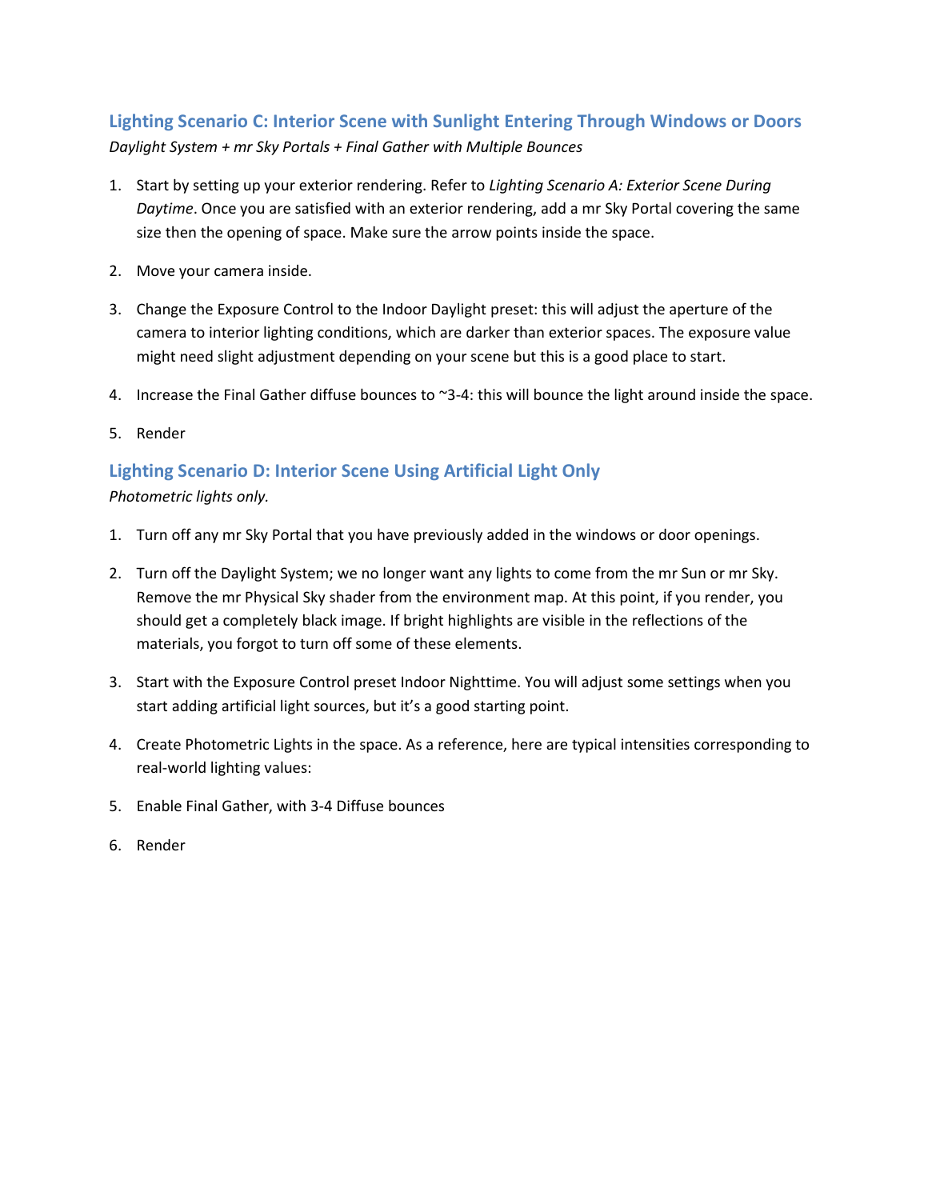## Lighting Scenario C: Interior Scene with Sunlight Entering Through Windows or Doors

*Daylight System + mr Sky Portals + Final Gather with Multiple Bounces*

1. Start by setting up your exterior rendering. Refer to *Lighting Scenario A: Exterior Scene During Daytime*. Once you are satisfied with an exterior rendering, add a mr Sky Portal covering the same size then the opening of space. Make sure the arrow points inside the space.

2. Move your camera inside.

3. Change the Exposure Control to the Indoor Daylight preset: this will adjust the aperture of the camera to interior lighting conditions, which are darker than exterior spaces. The exposure value might need slight adjustment depending on your scene but this is a good place to start.

4. Increase the Final Gather diffuse bounces to ~3-4: this will bounce the light around inside the space.

5. Render

## Lighting Scenario D: Interior Scene Using Artificial Light Only

*Photometric lights only.*

1. Turn off any mr Sky Portal that you have previously added in the windows or door openings.

2. Turn off the Daylight System; we no longer want any lights to come from the mr Sun or mr Sky. Remove the mr Physical Sky shader from the environment map. At this point, if you render, you should get a completely black image. If bright highlights are visible in the reflections of the materials, you forgot to turn off some of these elements.

3. Start with the Exposure Control preset Indoor Nighttime. You will adjust some settings when you start adding artificial light sources, but it's a good starting point.

4. Create Photometric Lights in the space. As a reference, here are typical intensities corresponding to real-world lighting values:

5. Enable Final Gather, with 3-4 Diffuse bounces

6. Render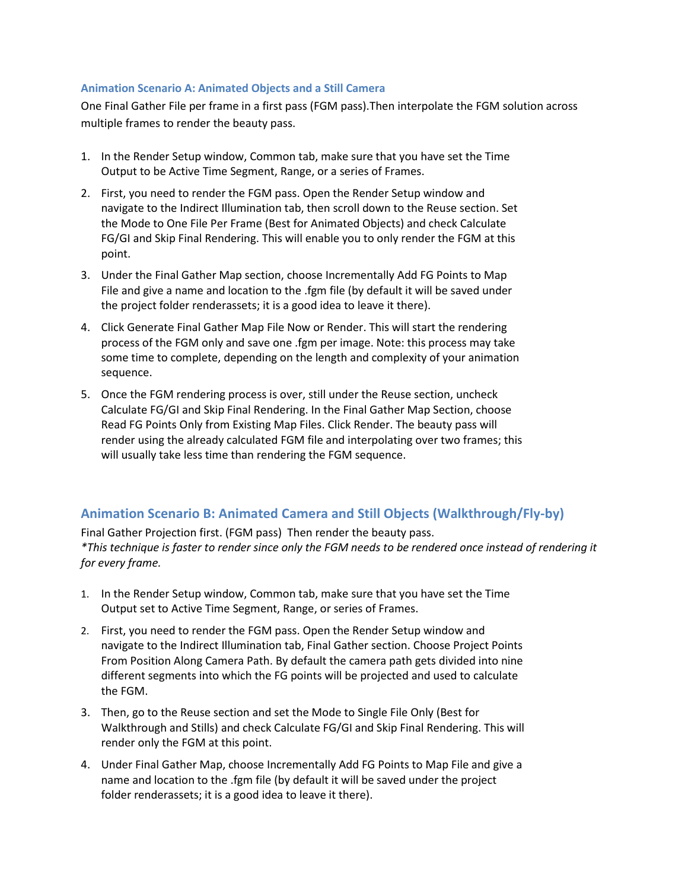### Animation Scenario A: Animated Objects and a Still Camera

One Final Gather File per frame in a first pass (FGM pass).Then interpolate the FGM solution across multiple frames to render the beauty pass.

1. In the Render Setup window, Common tab, make sure that you have set the Time Output to be Active Time Segment, Range, or a series of Frames.
2. First, you need to render the FGM pass. Open the Render Setup window and navigate to the Indirect Illumination tab, then scroll down to the Reuse section. Set the Mode to One File Per Frame (Best for Animated Objects) and check Calculate FG/GI and Skip Final Rendering. This will enable you to only render the FGM at this point.
3. Under the Final Gather Map section, choose Incrementally Add FG Points to Map File and give a name and location to the .fgm file (by default it will be saved under the project folder renderassets; it is a good idea to leave it there).
4. Click Generate Final Gather Map File Now or Render. This will start the rendering process of the FGM only and save one .fgm per image. Note: this process may take some time to complete, depending on the length and complexity of your animation sequence.
5. Once the FGM rendering process is over, still under the Reuse section, uncheck Calculate FG/GI and Skip Final Rendering. In the Final Gather Map Section, choose Read FG Points Only from Existing Map Files. Click Render. The beauty pass will render using the already calculated FGM file and interpolating over two frames; this will usually take less time than rendering the FGM sequence.

## Animation Scenario B: Animated Camera and Still Objects (Walkthrough/Fly-by)

Final Gather Projection first. (FGM pass) Then render the beauty pass.
*\*This technique is faster to render since only the FGM needs to be rendered once instead of rendering it for every frame.*

1. In the Render Setup window, Common tab, make sure that you have set the Time Output set to Active Time Segment, Range, or series of Frames.
2. First, you need to render the FGM pass. Open the Render Setup window and navigate to the Indirect Illumination tab, Final Gather section. Choose Project Points From Position Along Camera Path. By default the camera path gets divided into nine different segments into which the FG points will be projected and used to calculate the FGM.
3. Then, go to the Reuse section and set the Mode to Single File Only (Best for Walkthrough and Stills) and check Calculate FG/GI and Skip Final Rendering. This will render only the FGM at this point.
4. Under Final Gather Map, choose Incrementally Add FG Points to Map File and give a name and location to the .fgm file (by default it will be saved under the project folder renderassets; it is a good idea to leave it there).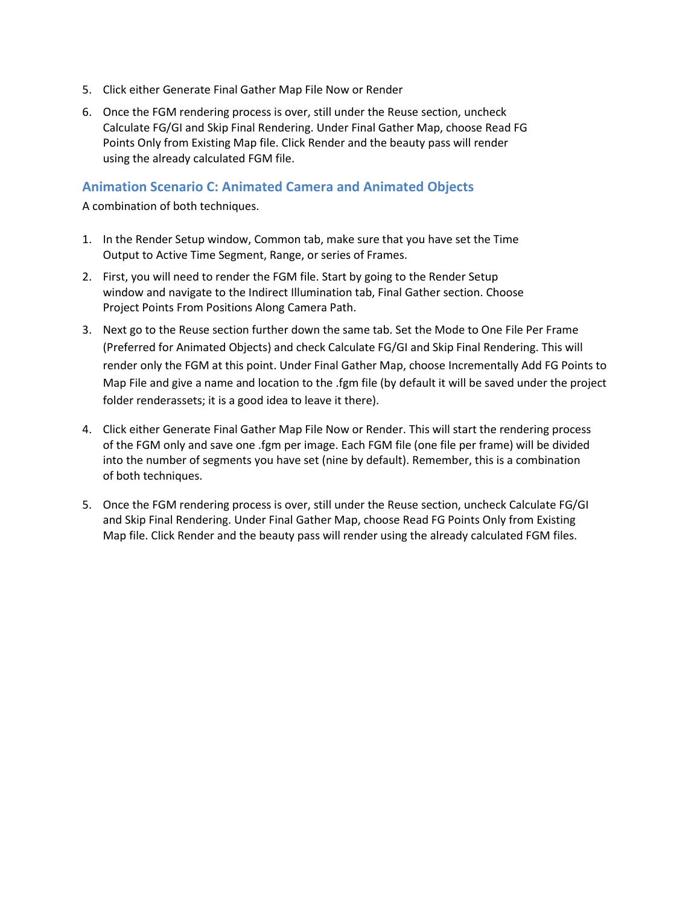5. Click either Generate Final Gather Map File Now or Render

6. Once the FGM rendering process is over, still under the Reuse section, uncheck Calculate FG/GI and Skip Final Rendering. Under Final Gather Map, choose Read FG Points Only from Existing Map file. Click Render and the beauty pass will render using the already calculated FGM file.

### Animation Scenario C: Animated Camera and Animated Objects

A combination of both techniques.

1. In the Render Setup window, Common tab, make sure that you have set the Time Output to Active Time Segment, Range, or series of Frames.

2. First, you will need to render the FGM file. Start by going to the Render Setup window and navigate to the Indirect Illumination tab, Final Gather section. Choose Project Points From Positions Along Camera Path.

3. Next go to the Reuse section further down the same tab. Set the Mode to One File Per Frame (Preferred for Animated Objects) and check Calculate FG/GI and Skip Final Rendering. This will render only the FGM at this point. Under Final Gather Map, choose Incrementally Add FG Points to Map File and give a name and location to the .fgm file (by default it will be saved under the project folder renderassets; it is a good idea to leave it there).

4. Click either Generate Final Gather Map File Now or Render. This will start the rendering process of the FGM only and save one .fgm per image. Each FGM file (one file per frame) will be divided into the number of segments you have set (nine by default). Remember, this is a combination of both techniques.

5. Once the FGM rendering process is over, still under the Reuse section, uncheck Calculate FG/GI and Skip Final Rendering. Under Final Gather Map, choose Read FG Points Only from Existing Map file. Click Render and the beauty pass will render using the already calculated FGM files.